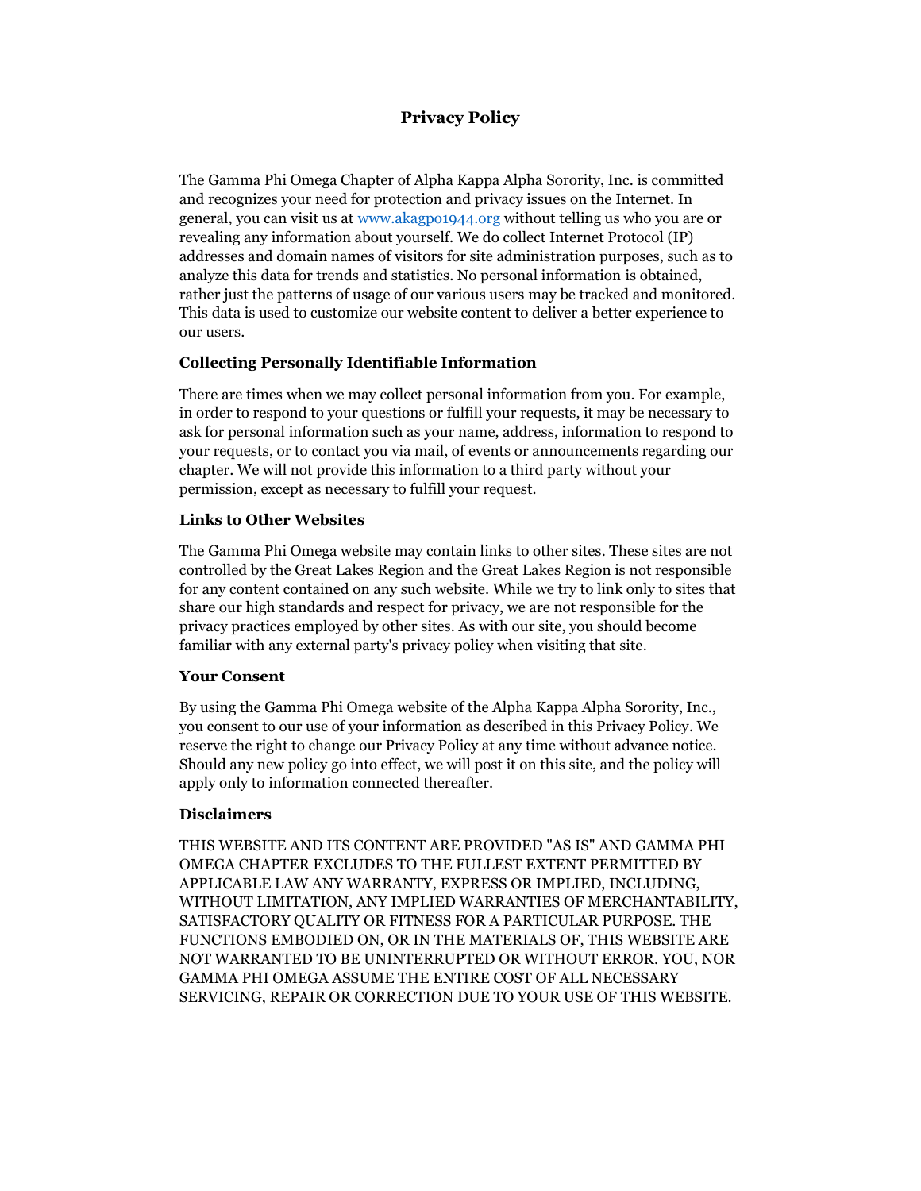# Privacy Policy

The Gamma Phi Omega Chapter of Alpha Kappa Alpha Sorority, Inc. is committed and recognizes your need for protection and privacy issues on the Internet. In general, you can visit us at [www.akagpo1944.org](http://www.akagpo1944.org) without telling us who you are or revealing any information about yourself. We do collect Internet Protocol (IP) addresses and domain names of visitors for site administration purposes, such as to analyze this data for trends and statistics. No personal information is obtained, rather just the patterns of usage of our various users may be tracked and monitored. This data is used to customize our website content to deliver a better experience to our users.

### Collecting Personally Identifiable Information

There are times when we may collect personal information from you. For example, in order to respond to your questions or fulfill your requests, it may be necessary to ask for personal information such as your name, address, information to respond to your requests, or to contact you via mail, of events or announcements regarding our chapter. We will not provide this information to a third party without your permission, except as necessary to fulfill your request.

### Links to Other Websites

The Gamma Phi Omega website may contain links to other sites. These sites are not controlled by the Great Lakes Region and the Great Lakes Region is not responsible for any content contained on any such website. While we try to link only to sites that share our high standards and respect for privacy, we are not responsible for the privacy practices employed by other sites. As with our site, you should become familiar with any external party's privacy policy when visiting that site.

### Your Consent

By using the Gamma Phi Omega website of the Alpha Kappa Alpha Sorority, Inc., you consent to our use of your information as described in this Privacy Policy. We reserve the right to change our Privacy Policy at any time without advance notice. Should any new policy go into effect, we will post it on this site, and the policy will apply only to information connected thereafter.

### Disclaimers

THIS WEBSITE AND ITS CONTENT ARE PROVIDED "AS IS" AND GAMMA PHI OMEGA CHAPTER EXCLUDES TO THE FULLEST EXTENT PERMITTED BY APPLICABLE LAW ANY WARRANTY, EXPRESS OR IMPLIED, INCLUDING, WITHOUT LIMITATION, ANY IMPLIED WARRANTIES OF MERCHANTABILITY, SATISFACTORY QUALITY OR FITNESS FOR A PARTICULAR PURPOSE. THE FUNCTIONS EMBODIED ON, OR IN THE MATERIALS OF, THIS WEBSITE ARE NOT WARRANTED TO BE UNINTERRUPTED OR WITHOUT ERROR. YOU, NOR GAMMA PHI OMEGA ASSUME THE ENTIRE COST OF ALL NECESSARY SERVICING, REPAIR OR CORRECTION DUE TO YOUR USE OF THIS WEBSITE.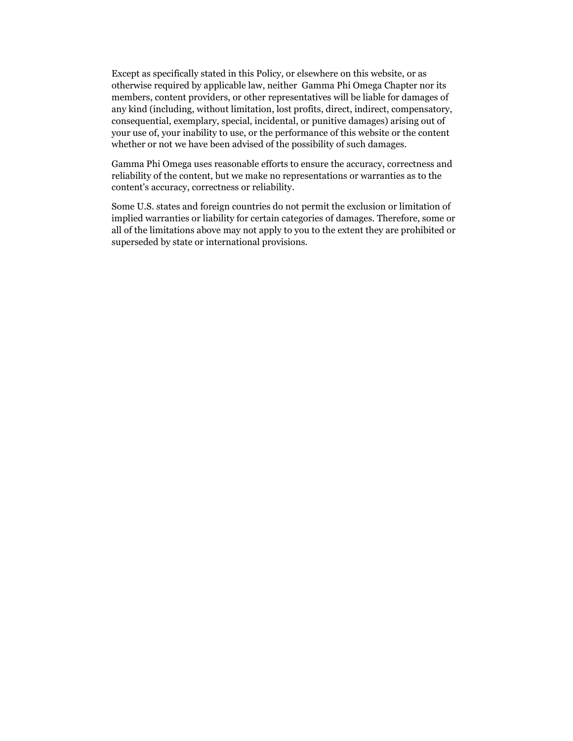Except as specifically stated in this Policy, or elsewhere on this website, or as otherwise required by applicable law, neither  Gamma Phi Omega Chapter nor its members, content providers, or other representatives will be liable for damages of any kind (including, without limitation, lost profits, direct, indirect, compensatory, consequential, exemplary, special, incidental, or punitive damages) arising out of your use of, your inability to use, or the performance of this website or the content whether or not we have been advised of the possibility of such damages.

Gamma Phi Omega uses reasonable efforts to ensure the accuracy, correctness and reliability of the content, but we make no representations or warranties as to the content's accuracy, correctness or reliability.

Some U.S. states and foreign countries do not permit the exclusion or limitation of implied warranties or liability for certain categories of damages. Therefore, some or all of the limitations above may not apply to you to the extent they are prohibited or superseded by state or international provisions.